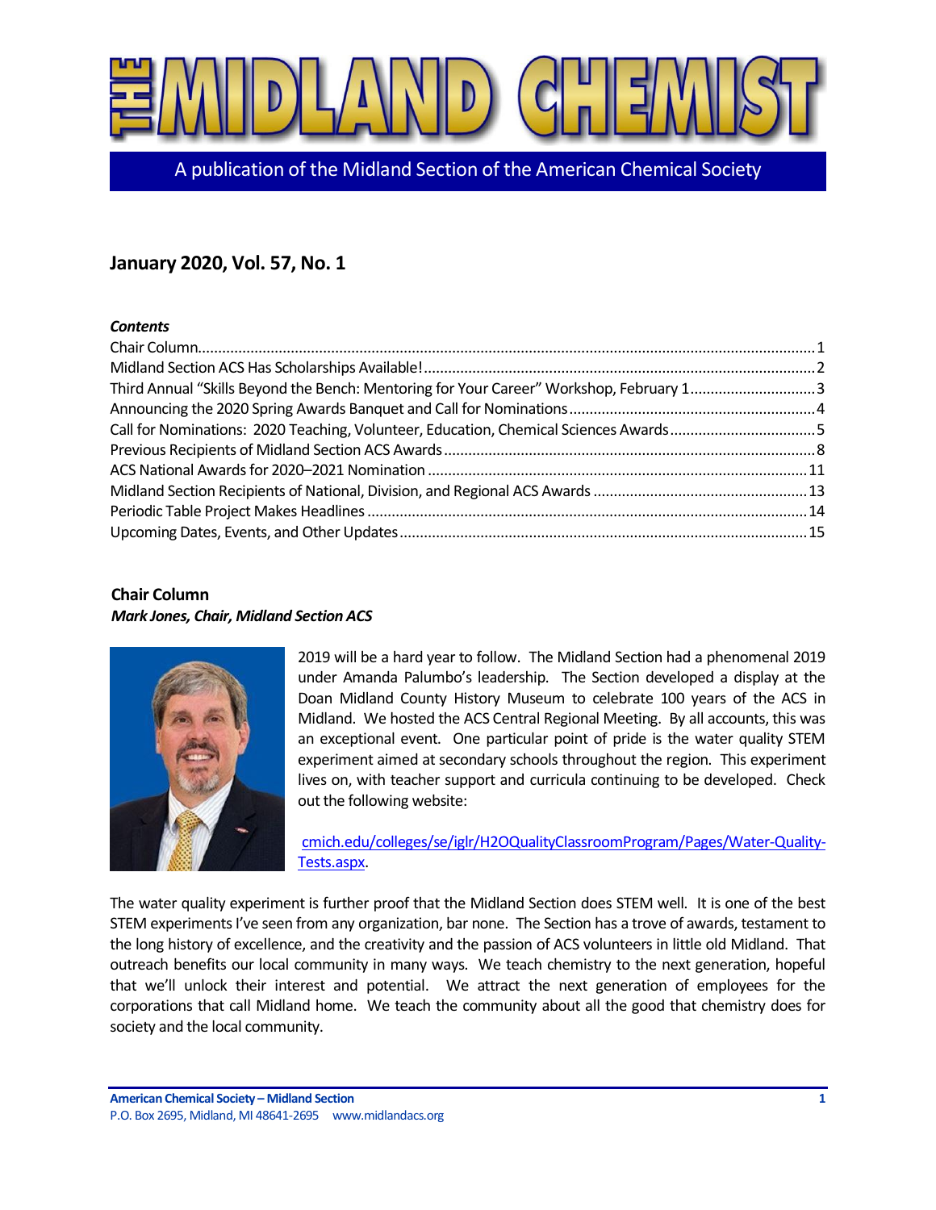# THE MIDLAND CHEMIST

A publication of the Midland Section of the American Chemical Society

## January 2020, Vol. 57, No. 1

***Contents***

Chair Column ....................................................................................................................................... 1
Midland Section ACS Has Scholarships Available! ............................................................................. 2
Third Annual "Skills Beyond the Bench: Mentoring for Your Career" Workshop, February 1 .............................. 3
Announcing the 2020 Spring Awards Banquet and Call for Nominations ............................................ 4
Call for Nominations: 2020 Teaching, Volunteer, Education, Chemical Sciences Awards ................................... 5
Previous Recipients of Midland Section ACS Awards .......................................................................... 8
ACS National Awards for 2020–2021 Nomination ............................................................................. 11
Midland Section Recipients of National, Division, and Regional ACS Awards .................................... 13
Periodic Table Project Makes Headlines ........................................................................................... 14
Upcoming Dates, Events, and Other Updates .................................................................................... 15

### Chair Column

***Mark Jones, Chair, Midland Section ACS***

2019 will be a hard year to follow. The Midland Section had a phenomenal 2019 under Amanda Palumbo's leadership. The Section developed a display at the Doan Midland County History Museum to celebrate 100 years of the ACS in Midland. We hosted the ACS Central Regional Meeting. By all accounts, this was an exceptional event. One particular point of pride is the water quality STEM experiment aimed at secondary schools throughout the region. This experiment lives on, with teacher support and curricula continuing to be developed. Check out the following website:

cmich.edu/colleges/se/iglr/H2OQualityClassroomProgram/Pages/Water-Quality-Tests.aspx.

The water quality experiment is further proof that the Midland Section does STEM well. It is one of the best STEM experiments I've seen from any organization, bar none. The Section has a trove of awards, testament to the long history of excellence, and the creativity and the passion of ACS volunteers in little old Midland. That outreach benefits our local community in many ways. We teach chemistry to the next generation, hopeful that we'll unlock their interest and potential. We attract the next generation of employees for the corporations that call Midland home. We teach the community about all the good that chemistry does for society and the local community.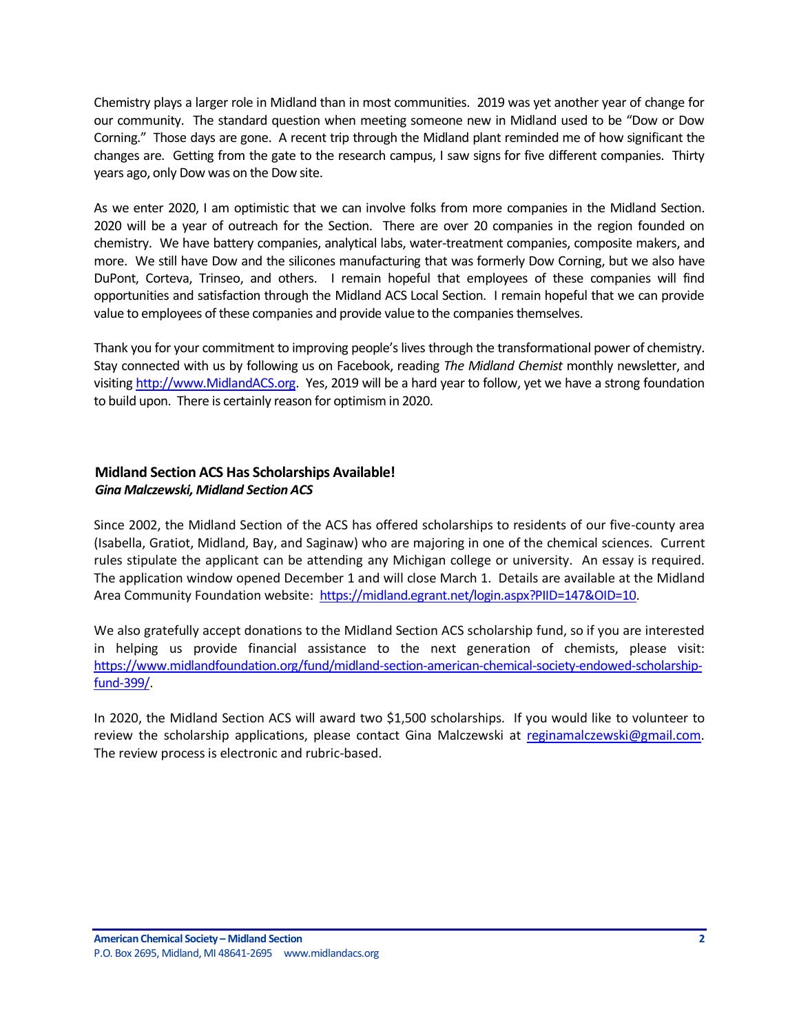Chemistry plays a larger role in Midland than in most communities. 2019 was yet another year of change for our community. The standard question when meeting someone new in Midland used to be "Dow or Dow Corning." Those days are gone. A recent trip through the Midland plant reminded me of how significant the changes are. Getting from the gate to the research campus, I saw signs for five different companies. Thirty years ago, only Dow was on the Dow site.

As we enter 2020, I am optimistic that we can involve folks from more companies in the Midland Section. 2020 will be a year of outreach for the Section. There are over 20 companies in the region founded on chemistry. We have battery companies, analytical labs, water-treatment companies, composite makers, and more. We still have Dow and the silicones manufacturing that was formerly Dow Corning, but we also have DuPont, Corteva, Trinseo, and others. I remain hopeful that employees of these companies will find opportunities and satisfaction through the Midland ACS Local Section. I remain hopeful that we can provide value to employees of these companies and provide value to the companies themselves.

Thank you for your commitment to improving people's lives through the transformational power of chemistry. Stay connected with us by following us on Facebook, reading *The Midland Chemist* monthly newsletter, and visiting [http://www.MidlandACS.org](http://www.MidlandACS.org). Yes, 2019 will be a hard year to follow, yet we have a strong foundation to build upon. There is certainly reason for optimism in 2020.

## Midland Section ACS Has Scholarships Available!

***Gina Malczewski, Midland Section ACS***

Since 2002, the Midland Section of the ACS has offered scholarships to residents of our five-county area (Isabella, Gratiot, Midland, Bay, and Saginaw) who are majoring in one of the chemical sciences. Current rules stipulate the applicant can be attending any Michigan college or university. An essay is required. The application window opened December 1 and will close March 1. Details are available at the Midland Area Community Foundation website: [https://midland.egrant.net/login.aspx?PIID=147&OID=10](https://midland.egrant.net/login.aspx?PIID=147&OID=10).

We also gratefully accept donations to the Midland Section ACS scholarship fund, so if you are interested in helping us provide financial assistance to the next generation of chemists, please visit: [https://www.midlandfoundation.org/fund/midland-section-american-chemical-society-endowed-scholarship-fund-399/](https://www.midlandfoundation.org/fund/midland-section-american-chemical-society-endowed-scholarship-fund-399/).

In 2020, the Midland Section ACS will award two $1,500 scholarships. If you would like to volunteer to review the scholarship applications, please contact Gina Malczewski at [reginamalczewski@gmail.com](mailto:reginamalczewski@gmail.com). The review process is electronic and rubric-based.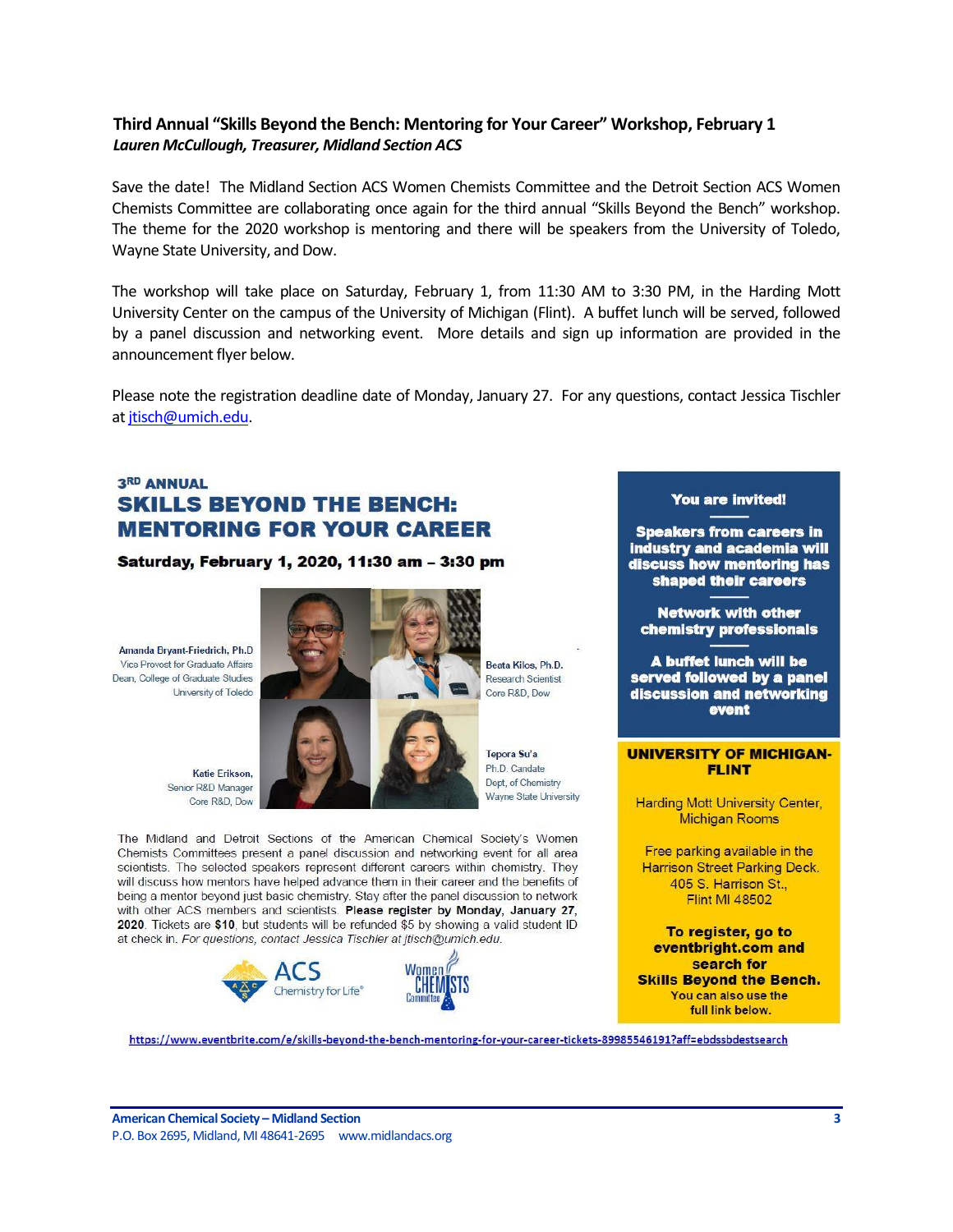### Third Annual "Skills Beyond the Bench: Mentoring for Your Career" Workshop, February 1

***Lauren McCullough, Treasurer, Midland Section ACS***

Save the date! The Midland Section ACS Women Chemists Committee and the Detroit Section ACS Women Chemists Committee are collaborating once again for the third annual "Skills Beyond the Bench" workshop. The theme for the 2020 workshop is mentoring and there will be speakers from the University of Toledo, Wayne State University, and Dow.

The workshop will take place on Saturday, February 1, from 11:30 AM to 3:30 PM, in the Harding Mott University Center on the campus of the University of Michigan (Flint). A buffet lunch will be served, followed by a panel discussion and networking event. More details and sign up information are provided in the announcement flyer below.

Please note the registration deadline date of Monday, January 27. For any questions, contact Jessica Tischler at jtisch@umich.edu.

**3RD ANNUAL**

## SKILLS BEYOND THE BENCH: MENTORING FOR YOUR CAREER

**Saturday, February 1, 2020, 11:30 am – 3:30 pm**

**Amanda Bryant-Friedrich, Ph.D**
Vice Provost for Graduate Affairs
Dean, College of Graduate Studies
University of Toledo

**Beata Kilos, Ph.D.**
Research Scientist
Core R&D, Dow

**Katie Erikson,**
Senior R&D Manager
Core R&D, Dow

**Tepora Su'a**
Ph.D. Candate
Dept. of Chemistry
Wayne State University

The Midland and Detroit Sections of the American Chemical Society's Women Chemists Committees present a panel discussion and networking event for all area scientists. The selected speakers represent different careers within chemistry. They will discuss how mentors have helped advance them in their career and the benefits of being a mentor beyond just basic chemistry. Stay after the panel discussion to network with other ACS members and scientists. **Please register by Monday, January 27, 2020**. Tickets are **$10**, but students will be refunded $5 by showing a valid student ID at check in. *For questions, contact Jessica Tischler at jtisch@umich.edu.*

ACS Chemistry for Life® — Women Chemists Committee

**You are invited!**

**Speakers from careers in industry and academia will discuss how mentoring has shaped their careers**

**Network with other chemistry professionals**

**A buffet lunch will be served followed by a panel discussion and networking event**

**UNIVERSITY OF MICHIGAN-FLINT**

Harding Mott University Center, Michigan Rooms

Free parking available in the Harrison Street Parking Deck.
405 S. Harrison St.,
Flint MI 48502

**To register, go to eventbrite.com and search for Skills Beyond the Bench.**
**You can also use the full link below.**

https://www.eventbrite.com/e/skills-beyond-the-bench-mentoring-for-your-career-tickets-89985546191?aff=ebdssbdestsearch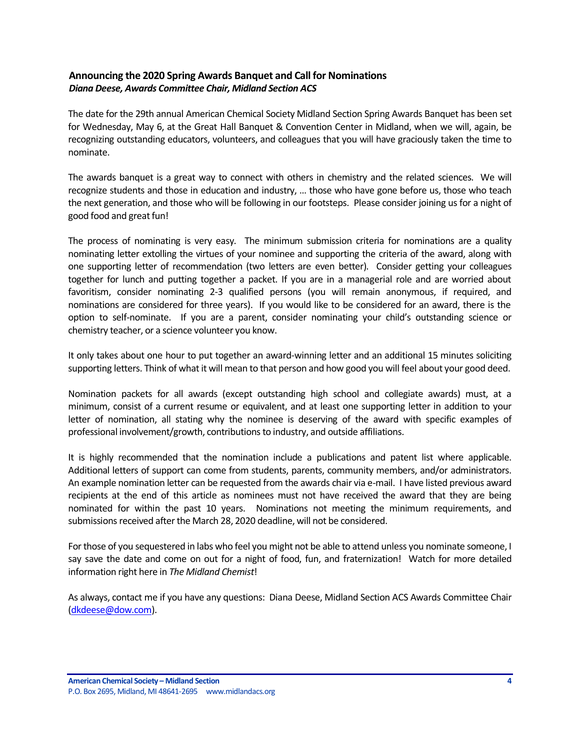## Announcing the 2020 Spring Awards Banquet and Call for Nominations

***Diana Deese, Awards Committee Chair, Midland Section ACS***

The date for the 29th annual American Chemical Society Midland Section Spring Awards Banquet has been set for Wednesday, May 6, at the Great Hall Banquet & Convention Center in Midland, when we will, again, be recognizing outstanding educators, volunteers, and colleagues that you will have graciously taken the time to nominate.

The awards banquet is a great way to connect with others in chemistry and the related sciences. We will recognize students and those in education and industry, … those who have gone before us, those who teach the next generation, and those who will be following in our footsteps. Please consider joining us for a night of good food and great fun!

The process of nominating is very easy. The minimum submission criteria for nominations are a quality nominating letter extolling the virtues of your nominee and supporting the criteria of the award, along with one supporting letter of recommendation (two letters are even better). Consider getting your colleagues together for lunch and putting together a packet. If you are in a managerial role and are worried about favoritism, consider nominating 2-3 qualified persons (you will remain anonymous, if required, and nominations are considered for three years). If you would like to be considered for an award, there is the option to self-nominate. If you are a parent, consider nominating your child's outstanding science or chemistry teacher, or a science volunteer you know.

It only takes about one hour to put together an award-winning letter and an additional 15 minutes soliciting supporting letters. Think of what it will mean to that person and how good you will feel about your good deed.

Nomination packets for all awards (except outstanding high school and collegiate awards) must, at a minimum, consist of a current resume or equivalent, and at least one supporting letter in addition to your letter of nomination, all stating why the nominee is deserving of the award with specific examples of professional involvement/growth, contributions to industry, and outside affiliations.

It is highly recommended that the nomination include a publications and patent list where applicable. Additional letters of support can come from students, parents, community members, and/or administrators. An example nomination letter can be requested from the awards chair via e-mail. I have listed previous award recipients at the end of this article as nominees must not have received the award that they are being nominated for within the past 10 years. Nominations not meeting the minimum requirements, and submissions received after the March 28, 2020 deadline, will not be considered.

For those of you sequestered in labs who feel you might not be able to attend unless you nominate someone, I say save the date and come on out for a night of food, fun, and fraternization! Watch for more detailed information right here in *The Midland Chemist*!

As always, contact me if you have any questions: Diana Deese, Midland Section ACS Awards Committee Chair ([dkdeese@dow.com](mailto:dkdeese@dow.com)).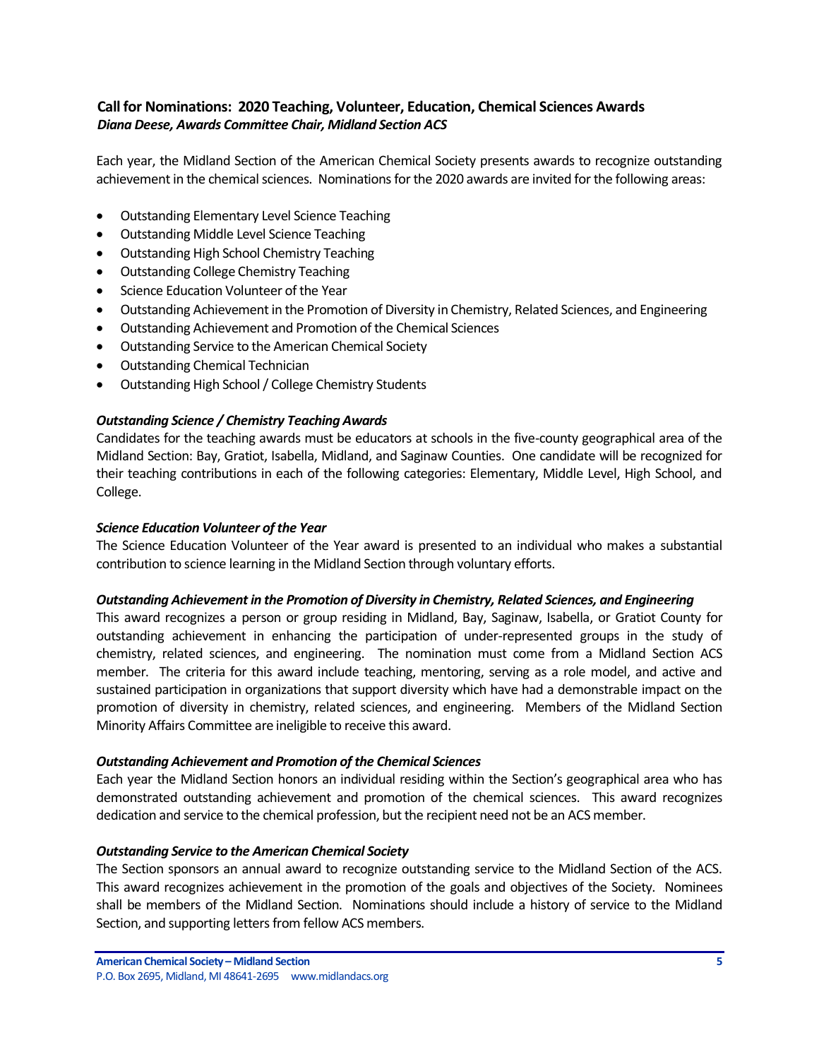## Call for Nominations: 2020 Teaching, Volunteer, Education, Chemical Sciences Awards

***Diana Deese, Awards Committee Chair, Midland Section ACS***

Each year, the Midland Section of the American Chemical Society presents awards to recognize outstanding achievement in the chemical sciences. Nominations for the 2020 awards are invited for the following areas:

- Outstanding Elementary Level Science Teaching
- Outstanding Middle Level Science Teaching
- Outstanding High School Chemistry Teaching
- Outstanding College Chemistry Teaching
- Science Education Volunteer of the Year
- Outstanding Achievement in the Promotion of Diversity in Chemistry, Related Sciences, and Engineering
- Outstanding Achievement and Promotion of the Chemical Sciences
- Outstanding Service to the American Chemical Society
- Outstanding Chemical Technician
- Outstanding High School / College Chemistry Students

### *Outstanding Science / Chemistry Teaching Awards*

Candidates for the teaching awards must be educators at schools in the five-county geographical area of the Midland Section: Bay, Gratiot, Isabella, Midland, and Saginaw Counties. One candidate will be recognized for their teaching contributions in each of the following categories: Elementary, Middle Level, High School, and College.

### *Science Education Volunteer of the Year*

The Science Education Volunteer of the Year award is presented to an individual who makes a substantial contribution to science learning in the Midland Section through voluntary efforts.

### *Outstanding Achievement in the Promotion of Diversity in Chemistry, Related Sciences, and Engineering*

This award recognizes a person or group residing in Midland, Bay, Saginaw, Isabella, or Gratiot County for outstanding achievement in enhancing the participation of under-represented groups in the study of chemistry, related sciences, and engineering. The nomination must come from a Midland Section ACS member. The criteria for this award include teaching, mentoring, serving as a role model, and active and sustained participation in organizations that support diversity which have had a demonstrable impact on the promotion of diversity in chemistry, related sciences, and engineering. Members of the Midland Section Minority Affairs Committee are ineligible to receive this award.

### *Outstanding Achievement and Promotion of the Chemical Sciences*

Each year the Midland Section honors an individual residing within the Section's geographical area who has demonstrated outstanding achievement and promotion of the chemical sciences. This award recognizes dedication and service to the chemical profession, but the recipient need not be an ACS member.

### *Outstanding Service to the American Chemical Society*

The Section sponsors an annual award to recognize outstanding service to the Midland Section of the ACS. This award recognizes achievement in the promotion of the goals and objectives of the Society. Nominees shall be members of the Midland Section. Nominations should include a history of service to the Midland Section, and supporting letters from fellow ACS members.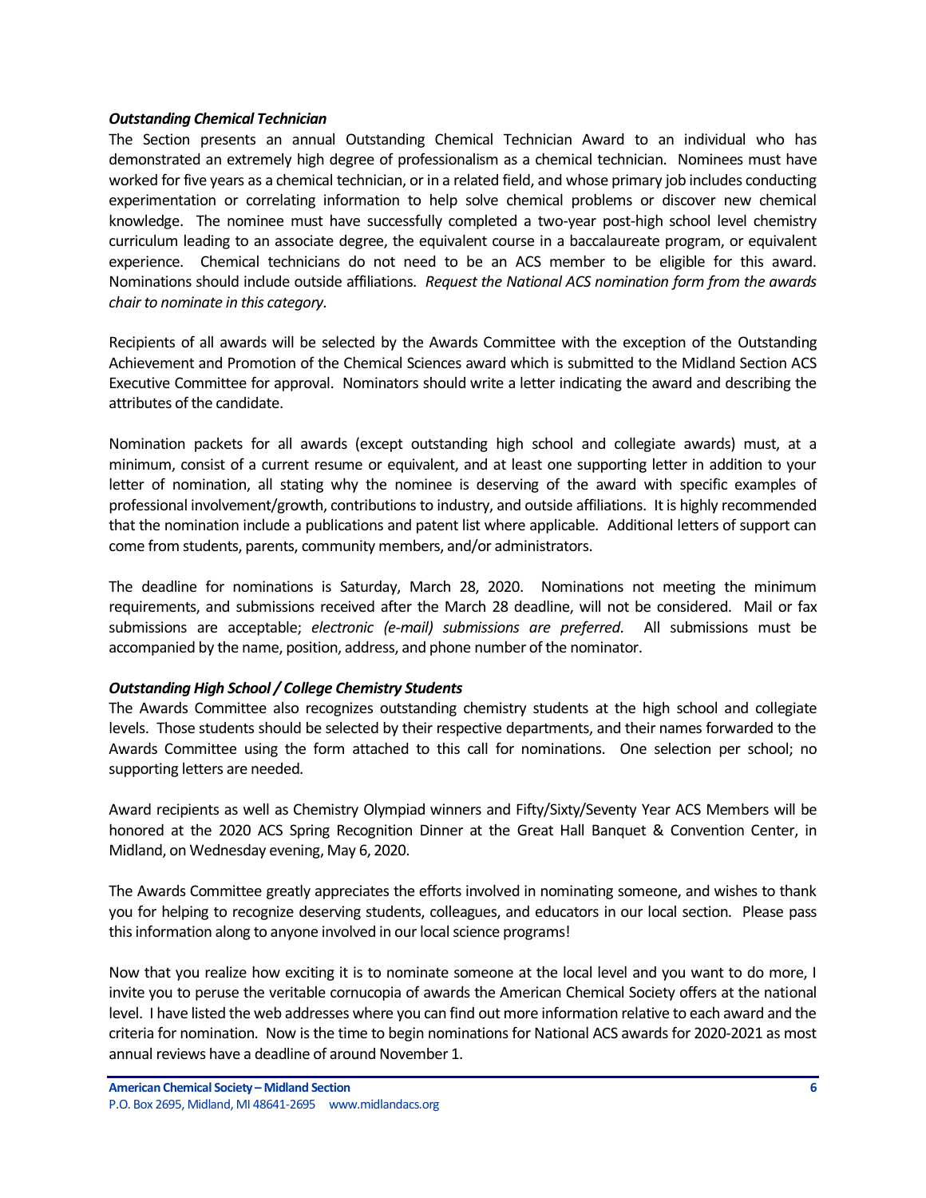***Outstanding Chemical Technician***

The Section presents an annual Outstanding Chemical Technician Award to an individual who has demonstrated an extremely high degree of professionalism as a chemical technician. Nominees must have worked for five years as a chemical technician, or in a related field, and whose primary job includes conducting experimentation or correlating information to help solve chemical problems or discover new chemical knowledge. The nominee must have successfully completed a two-year post-high school level chemistry curriculum leading to an associate degree, the equivalent course in a baccalaureate program, or equivalent experience. Chemical technicians do not need to be an ACS member to be eligible for this award. Nominations should include outside affiliations. *Request the National ACS nomination form from the awards chair to nominate in this category.*

Recipients of all awards will be selected by the Awards Committee with the exception of the Outstanding Achievement and Promotion of the Chemical Sciences award which is submitted to the Midland Section ACS Executive Committee for approval. Nominators should write a letter indicating the award and describing the attributes of the candidate.

Nomination packets for all awards (except outstanding high school and collegiate awards) must, at a minimum, consist of a current resume or equivalent, and at least one supporting letter in addition to your letter of nomination, all stating why the nominee is deserving of the award with specific examples of professional involvement/growth, contributions to industry, and outside affiliations. It is highly recommended that the nomination include a publications and patent list where applicable. Additional letters of support can come from students, parents, community members, and/or administrators.

The deadline for nominations is Saturday, March 28, 2020. Nominations not meeting the minimum requirements, and submissions received after the March 28 deadline, will not be considered. Mail or fax submissions are acceptable; *electronic (e-mail) submissions are preferred*. All submissions must be accompanied by the name, position, address, and phone number of the nominator.

***Outstanding High School / College Chemistry Students***

The Awards Committee also recognizes outstanding chemistry students at the high school and collegiate levels. Those students should be selected by their respective departments, and their names forwarded to the Awards Committee using the form attached to this call for nominations. One selection per school; no supporting letters are needed.

Award recipients as well as Chemistry Olympiad winners and Fifty/Sixty/Seventy Year ACS Members will be honored at the 2020 ACS Spring Recognition Dinner at the Great Hall Banquet & Convention Center, in Midland, on Wednesday evening, May 6, 2020.

The Awards Committee greatly appreciates the efforts involved in nominating someone, and wishes to thank you for helping to recognize deserving students, colleagues, and educators in our local section. Please pass this information along to anyone involved in our local science programs!

Now that you realize how exciting it is to nominate someone at the local level and you want to do more, I invite you to peruse the veritable cornucopia of awards the American Chemical Society offers at the national level. I have listed the web addresses where you can find out more information relative to each award and the criteria for nomination. Now is the time to begin nominations for National ACS awards for 2020-2021 as most annual reviews have a deadline of around November 1.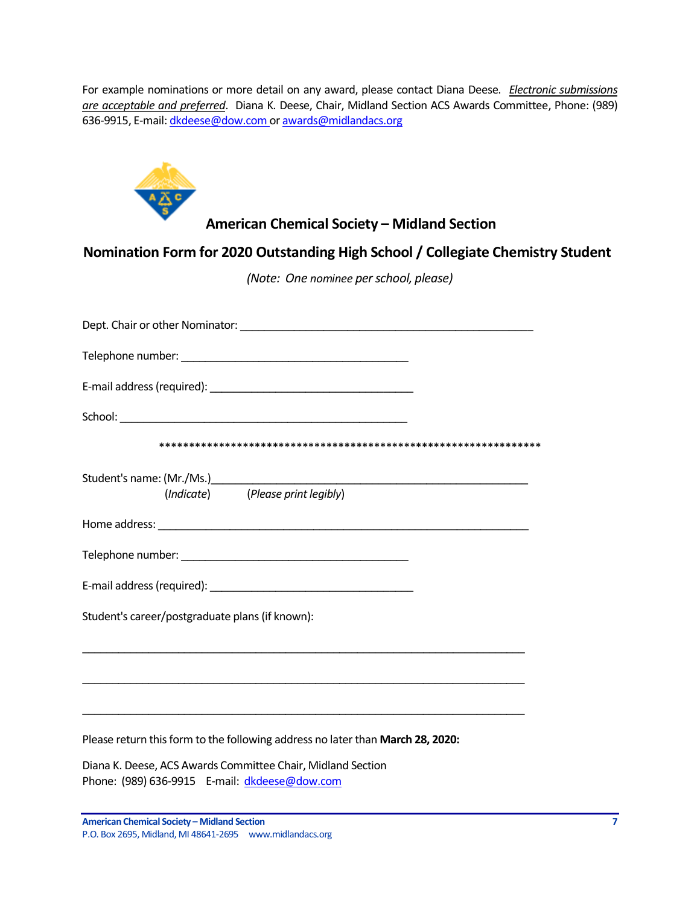For example nominations or more detail on any award, please contact Diana Deese. *Electronic submissions are acceptable and preferred*. Diana K. Deese, Chair, Midland Section ACS Awards Committee, Phone: (989) 636-9915, E-mail: dkdeese@dow.com or awards@midlandacs.org

## American Chemical Society – Midland Section

## Nomination Form for 2020 Outstanding High School / Collegiate Chemistry Student

*(Note: One nominee per school, please)*

Dept. Chair or other Nominator: ______________________________________________

Telephone number: ___________________________________

E-mail address (required): _______________________________

School: ____________________________________________

****************************************************************

Student's name: (Mr./Ms.)_________________________________________________
(*Indicate*) (*Please print legibly*)

Home address: __________________________________________________________

Telephone number: ___________________________________

E-mail address (required): _______________________________

Student's career/postgraduate plans (if known):

_____________________________________________________________________

_____________________________________________________________________

_____________________________________________________________________

Please return this form to the following address no later than **March 28, 2020:**

Diana K. Deese, ACS Awards Committee Chair, Midland Section
Phone: (989) 636-9915 E-mail: dkdeese@dow.com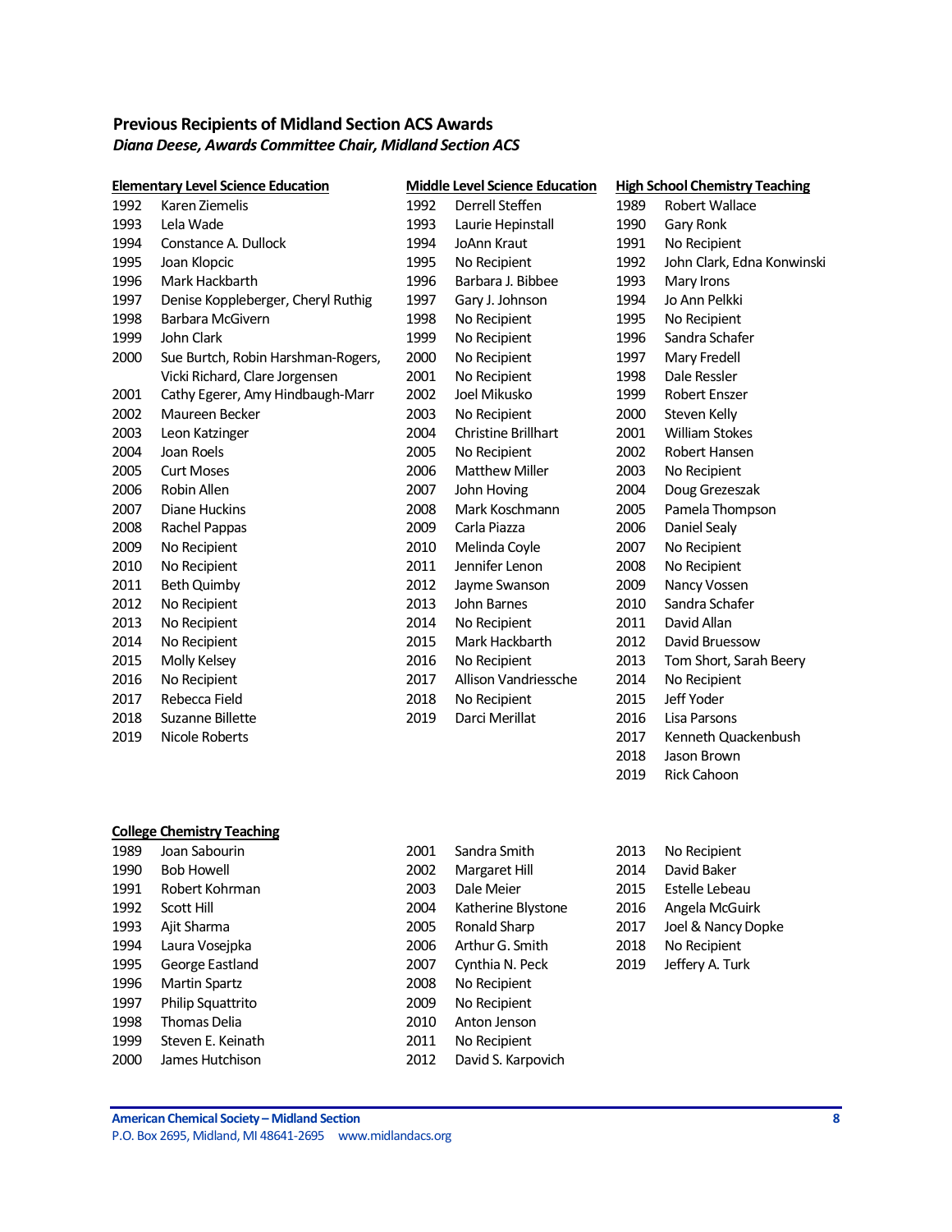## Previous Recipients of Midland Section ACS Awards

***Diana Deese, Awards Committee Chair, Midland Section ACS***

### Elementary Level Science Education

| Year | Recipient |
|---|---|
| 1992 | Karen Ziemelis |
| 1993 | Lela Wade |
| 1994 | Constance A. Dullock |
| 1995 | Joan Klopcic |
| 1996 | Mark Hackbarth |
| 1997 | Denise Koppleberger, Cheryl Ruthig |
| 1998 | Barbara McGivern |
| 1999 | John Clark |
| 2000 | Sue Burtch, Robin Harshman-Rogers, Vicki Richard, Clare Jorgensen |
| 2001 | Cathy Egerer, Amy Hindbaugh-Marr |
| 2002 | Maureen Becker |
| 2003 | Leon Katzinger |
| 2004 | Joan Roels |
| 2005 | Curt Moses |
| 2006 | Robin Allen |
| 2007 | Diane Huckins |
| 2008 | Rachel Pappas |
| 2009 | No Recipient |
| 2010 | No Recipient |
| 2011 | Beth Quimby |
| 2012 | No Recipient |
| 2013 | No Recipient |
| 2014 | No Recipient |
| 2015 | Molly Kelsey |
| 2016 | No Recipient |
| 2017 | Rebecca Field |
| 2018 | Suzanne Billette |
| 2019 | Nicole Roberts |

### Middle Level Science Education

| Year | Recipient |
|---|---|
| 1992 | Derrell Steffen |
| 1993 | Laurie Hepinstall |
| 1994 | JoAnn Kraut |
| 1995 | No Recipient |
| 1996 | Barbara J. Bibbee |
| 1997 | Gary J. Johnson |
| 1998 | No Recipient |
| 1999 | No Recipient |
| 2000 | No Recipient |
| 2001 | No Recipient |
| 2002 | Joel Mikusko |
| 2003 | No Recipient |
| 2004 | Christine Brillhart |
| 2005 | No Recipient |
| 2006 | Matthew Miller |
| 2007 | John Hoving |
| 2008 | Mark Koschmann |
| 2009 | Carla Piazza |
| 2010 | Melinda Coyle |
| 2011 | Jennifer Lenon |
| 2012 | Jayme Swanson |
| 2013 | John Barnes |
| 2014 | No Recipient |
| 2015 | Mark Hackbarth |
| 2016 | No Recipient |
| 2017 | Allison Vandriessche |
| 2018 | No Recipient |
| 2019 | Darci Merillat |

### High School Chemistry Teaching

| Year | Recipient |
|---|---|
| 1989 | Robert Wallace |
| 1990 | Gary Ronk |
| 1991 | No Recipient |
| 1992 | John Clark, Edna Konwinski |
| 1993 | Mary Irons |
| 1994 | Jo Ann Pelkki |
| 1995 | No Recipient |
| 1996 | Sandra Schafer |
| 1997 | Mary Fredell |
| 1998 | Dale Ressler |
| 1999 | Robert Enszer |
| 2000 | Steven Kelly |
| 2001 | William Stokes |
| 2002 | Robert Hansen |
| 2003 | No Recipient |
| 2004 | Doug Grezeszak |
| 2005 | Pamela Thompson |
| 2006 | Daniel Sealy |
| 2007 | No Recipient |
| 2008 | No Recipient |
| 2009 | Nancy Vossen |
| 2010 | Sandra Schafer |
| 2011 | David Allan |
| 2012 | David Bruessow |
| 2013 | Tom Short, Sarah Beery |
| 2014 | No Recipient |
| 2015 | Jeff Yoder |
| 2016 | Lisa Parsons |
| 2017 | Kenneth Quackenbush |
| 2018 | Jason Brown |
| 2019 | Rick Cahoon |

### College Chemistry Teaching

| Year | Recipient |
|---|---|
| 1989 | Joan Sabourin |
| 1990 | Bob Howell |
| 1991 | Robert Kohrman |
| 1992 | Scott Hill |
| 1993 | Ajit Sharma |
| 1994 | Laura Vosejpka |
| 1995 | George Eastland |
| 1996 | Martin Spartz |
| 1997 | Philip Squattrito |
| 1998 | Thomas Delia |
| 1999 | Steven E. Keinath |
| 2000 | James Hutchison |
| 2001 | Sandra Smith |
| 2002 | Margaret Hill |
| 2003 | Dale Meier |
| 2004 | Katherine Blystone |
| 2005 | Ronald Sharp |
| 2006 | Arthur G. Smith |
| 2007 | Cynthia N. Peck |
| 2008 | No Recipient |
| 2009 | No Recipient |
| 2010 | Anton Jenson |
| 2011 | No Recipient |
| 2012 | David S. Karpovich |
| 2013 | No Recipient |
| 2014 | David Baker |
| 2015 | Estelle Lebeau |
| 2016 | Angela McGuirk |
| 2017 | Joel & Nancy Dopke |
| 2018 | No Recipient |
| 2019 | Jeffery A. Turk |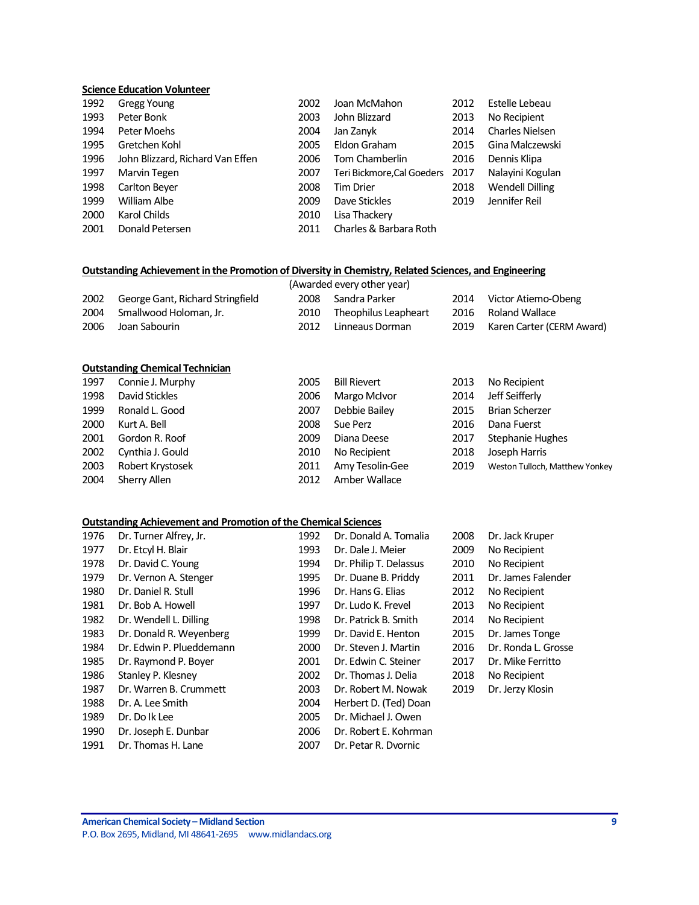**Science Education Volunteer**

| Year | Recipient | Year | Recipient | Year | Recipient |
|---|---|---|---|---|---|
| 1992 | Gregg Young | 2002 | Joan McMahon | 2012 | Estelle Lebeau |
| 1993 | Peter Bonk | 2003 | John Blizzard | 2013 | No Recipient |
| 1994 | Peter Moehs | 2004 | Jan Zanyk | 2014 | Charles Nielsen |
| 1995 | Gretchen Kohl | 2005 | Eldon Graham | 2015 | Gina Malczewski |
| 1996 | John Blizzard, Richard Van Effen | 2006 | Tom Chamberlin | 2016 | Dennis Klipa |
| 1997 | Marvin Tegen | 2007 | Teri Bickmore, Cal Goeders | 2017 | Nalayini Kogulan |
| 1998 | Carlton Beyer | 2008 | Tim Drier | 2018 | Wendell Dilling |
| 1999 | William Albe | 2009 | Dave Stickles | 2019 | Jennifer Reil |
| 2000 | Karol Childs | 2010 | Lisa Thackery | | |
| 2001 | Donald Petersen | 2011 | Charles & Barbara Roth | | |

**Outstanding Achievement in the Promotion of Diversity in Chemistry, Related Sciences, and Engineering**

(Awarded every other year)

| Year | Recipient | Year | Recipient | Year | Recipient |
|---|---|---|---|---|---|
| 2002 | George Gant, Richard Stringfield | 2008 | Sandra Parker | 2014 | Victor Atiemo-Obeng |
| 2004 | Smallwood Holoman, Jr. | 2010 | Theophilus Leapheart | 2016 | Roland Wallace |
| 2006 | Joan Sabourin | 2012 | Linneaus Dorman | 2019 | Karen Carter (CERM Award) |

**Outstanding Chemical Technician**

| Year | Recipient | Year | Recipient | Year | Recipient |
|---|---|---|---|---|---|
| 1997 | Connie J. Murphy | 2005 | Bill Rievert | 2013 | No Recipient |
| 1998 | David Stickles | 2006 | Margo McIvor | 2014 | Jeff Seifferly |
| 1999 | Ronald L. Good | 2007 | Debbie Bailey | 2015 | Brian Scherzer |
| 2000 | Kurt A. Bell | 2008 | Sue Perz | 2016 | Dana Fuerst |
| 2001 | Gordon R. Roof | 2009 | Diana Deese | 2017 | Stephanie Hughes |
| 2002 | Cynthia J. Gould | 2010 | No Recipient | 2018 | Joseph Harris |
| 2003 | Robert Krystosek | 2011 | Amy Tesolin-Gee | 2019 | Weston Tulloch, Matthew Yonkey |
| 2004 | Sherry Allen | 2012 | Amber Wallace | | |

**Outstanding Achievement and Promotion of the Chemical Sciences**

| Year | Recipient | Year | Recipient | Year | Recipient |
|---|---|---|---|---|---|
| 1976 | Dr. Turner Alfrey, Jr. | 1992 | Dr. Donald A. Tomalia | 2008 | Dr. Jack Kruper |
| 1977 | Dr. Etcyl H. Blair | 1993 | Dr. Dale J. Meier | 2009 | No Recipient |
| 1978 | Dr. David C. Young | 1994 | Dr. Philip T. Delassus | 2010 | No Recipient |
| 1979 | Dr. Vernon A. Stenger | 1995 | Dr. Duane B. Priddy | 2011 | Dr. James Falender |
| 1980 | Dr. Daniel R. Stull | 1996 | Dr. Hans G. Elias | 2012 | No Recipient |
| 1981 | Dr. Bob A. Howell | 1997 | Dr. Ludo K. Frevel | 2013 | No Recipient |
| 1982 | Dr. Wendell L. Dilling | 1998 | Dr. Patrick B. Smith | 2014 | No Recipient |
| 1983 | Dr. Donald R. Weyenberg | 1999 | Dr. David E. Henton | 2015 | Dr. James Tonge |
| 1984 | Dr. Edwin P. Plueddemann | 2000 | Dr. Steven J. Martin | 2016 | Dr. Ronda L. Grosse |
| 1985 | Dr. Raymond P. Boyer | 2001 | Dr. Edwin C. Steiner | 2017 | Dr. Mike Ferritto |
| 1986 | Stanley P. Klesney | 2002 | Dr. Thomas J. Delia | 2018 | No Recipient |
| 1987 | Dr. Warren B. Crummett | 2003 | Dr. Robert M. Nowak | 2019 | Dr. Jerzy Klosin |
| 1988 | Dr. A. Lee Smith | 2004 | Herbert D. (Ted) Doan | | |
| 1989 | Dr. Do Ik Lee | 2005 | Dr. Michael J. Owen | | |
| 1990 | Dr. Joseph E. Dunbar | 2006 | Dr. Robert E. Kohrman | | |
| 1991 | Dr. Thomas H. Lane | 2007 | Dr. Petar R. Dvornic | | |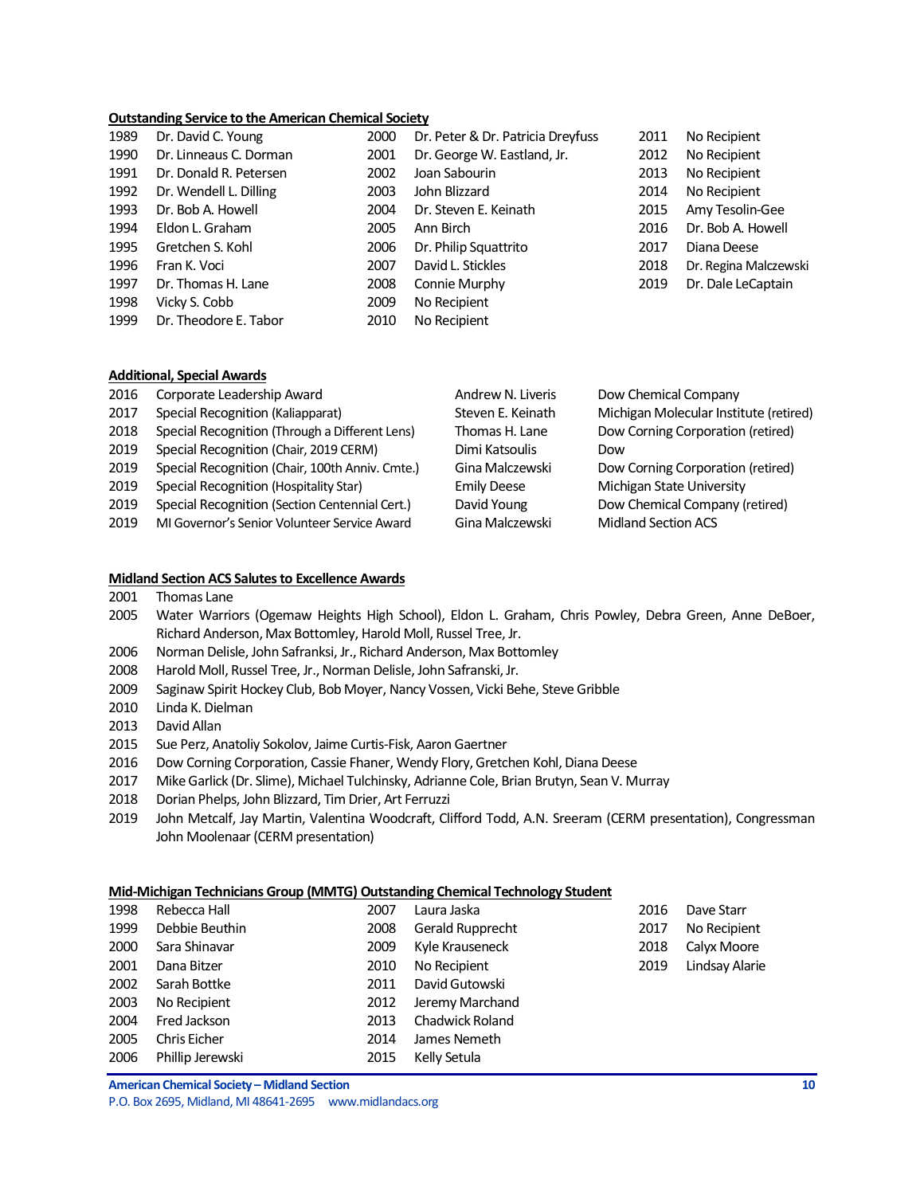**Outstanding Service to the American Chemical Society**

| Year | Recipient | Year | Recipient | Year | Recipient |
|---|---|---|---|---|---|
| 1989 | Dr. David C. Young | 2000 | Dr. Peter & Dr. Patricia Dreyfuss | 2011 | No Recipient |
| 1990 | Dr. Linneaus C. Dorman | 2001 | Dr. George W. Eastland, Jr. | 2012 | No Recipient |
| 1991 | Dr. Donald R. Petersen | 2002 | Joan Sabourin | 2013 | No Recipient |
| 1992 | Dr. Wendell L. Dilling | 2003 | John Blizzard | 2014 | No Recipient |
| 1993 | Dr. Bob A. Howell | 2004 | Dr. Steven E. Keinath | 2015 | Amy Tesolin-Gee |
| 1994 | Eldon L. Graham | 2005 | Ann Birch | 2016 | Dr. Bob A. Howell |
| 1995 | Gretchen S. Kohl | 2006 | Dr. Philip Squattrito | 2017 | Diana Deese |
| 1996 | Fran K. Voci | 2007 | David L. Stickles | 2018 | Dr. Regina Malczewski |
| 1997 | Dr. Thomas H. Lane | 2008 | Connie Murphy | 2019 | Dr. Dale LeCaptain |
| 1998 | Vicky S. Cobb | 2009 | No Recipient | | |
| 1999 | Dr. Theodore E. Tabor | 2010 | No Recipient | | |

**Additional, Special Awards**

| Year | Award | Recipient | Affiliation |
|---|---|---|---|
| 2016 | Corporate Leadership Award | Andrew N. Liveris | Dow Chemical Company |
| 2017 | Special Recognition (Kaliapparat) | Steven E. Keinath | Michigan Molecular Institute (retired) |
| 2018 | Special Recognition (Through a Different Lens) | Thomas H. Lane | Dow Corning Corporation (retired) |
| 2019 | Special Recognition (Chair, 2019 CERM) | Dimi Katsoulis | Dow |
| 2019 | Special Recognition (Chair, 100th Anniv. Cmte.) | Gina Malczewski | Dow Corning Corporation (retired) |
| 2019 | Special Recognition (Hospitality Star) | Emily Deese | Michigan State University |
| 2019 | Special Recognition (Section Centennial Cert.) | David Young | Dow Chemical Company (retired) |
| 2019 | MI Governor's Senior Volunteer Service Award | Gina Malczewski | Midland Section ACS |

**Midland Section ACS Salutes to Excellence Awards**

| Year | Recipients |
|---|---|
| 2001 | Thomas Lane |
| 2005 | Water Warriors (Ogemaw Heights High School), Eldon L. Graham, Chris Powley, Debra Green, Anne DeBoer, Richard Anderson, Max Bottomley, Harold Moll, Russel Tree, Jr. |
| 2006 | Norman Delisle, John Safranksi, Jr., Richard Anderson, Max Bottomley |
| 2008 | Harold Moll, Russel Tree, Jr., Norman Delisle, John Safranski, Jr. |
| 2009 | Saginaw Spirit Hockey Club, Bob Moyer, Nancy Vossen, Vicki Behe, Steve Gribble |
| 2010 | Linda K. Dielman |
| 2013 | David Allan |
| 2015 | Sue Perz, Anatoliy Sokolov, Jaime Curtis-Fisk, Aaron Gaertner |
| 2016 | Dow Corning Corporation, Cassie Fhaner, Wendy Flory, Gretchen Kohl, Diana Deese |
| 2017 | Mike Garlick (Dr. Slime), Michael Tulchinsky, Adrianne Cole, Brian Brutyn, Sean V. Murray |
| 2018 | Dorian Phelps, John Blizzard, Tim Drier, Art Ferruzzi |
| 2019 | John Metcalf, Jay Martin, Valentina Woodcraft, Clifford Todd, A.N. Sreeram (CERM presentation), Congressman John Moolenaar (CERM presentation) |

**Mid-Michigan Technicians Group (MMTG) Outstanding Chemical Technology Student**

| Year | Recipient | Year | Recipient | Year | Recipient |
|---|---|---|---|---|---|
| 1998 | Rebecca Hall | 2007 | Laura Jaska | 2016 | Dave Starr |
| 1999 | Debbie Beuthin | 2008 | Gerald Rupprecht | 2017 | No Recipient |
| 2000 | Sara Shinavar | 2009 | Kyle Krauseneck | 2018 | Calyx Moore |
| 2001 | Dana Bitzer | 2010 | No Recipient | 2019 | Lindsay Alarie |
| 2002 | Sarah Bottke | 2011 | David Gutowski | | |
| 2003 | No Recipient | 2012 | Jeremy Marchand | | |
| 2004 | Fred Jackson | 2013 | Chadwick Roland | | |
| 2005 | Chris Eicher | 2014 | James Nemeth | | |
| 2006 | Phillip Jerewski | 2015 | Kelly Setula | | |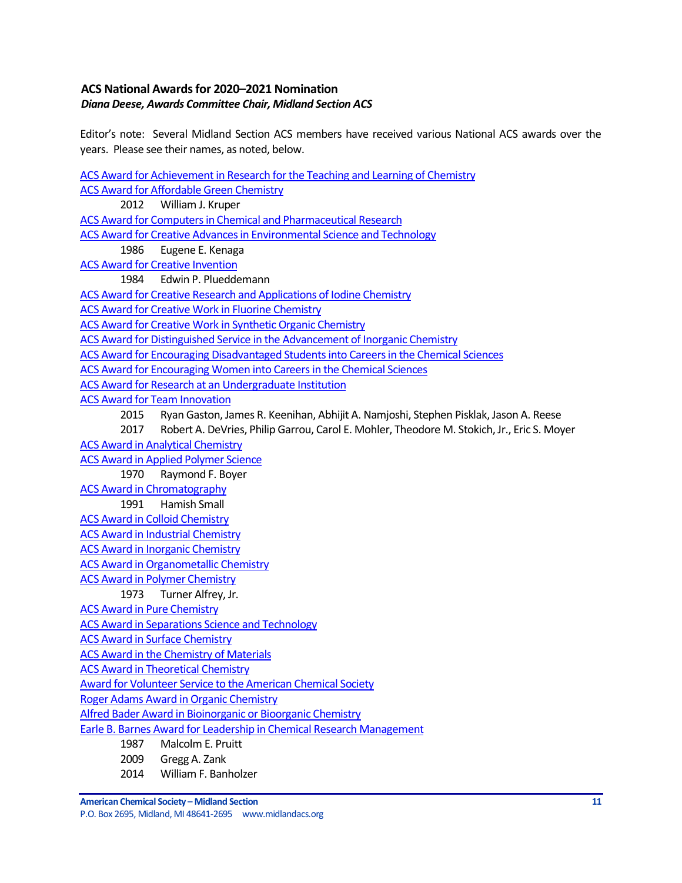### ACS National Awards for 2020–2021 Nomination

*Diana Deese, Awards Committee Chair, Midland Section ACS*

Editor's note: Several Midland Section ACS members have received various National ACS awards over the years. Please see their names, as noted, below.

ACS Award for Achievement in Research for the Teaching and Learning of Chemistry

ACS Award for Affordable Green Chemistry

- 2012 William J. Kruper

ACS Award for Computers in Chemical and Pharmaceutical Research

ACS Award for Creative Advances in Environmental Science and Technology

- 1986 Eugene E. Kenaga

ACS Award for Creative Invention

- 1984 Edwin P. Plueddemann

ACS Award for Creative Research and Applications of Iodine Chemistry

ACS Award for Creative Work in Fluorine Chemistry

ACS Award for Creative Work in Synthetic Organic Chemistry

ACS Award for Distinguished Service in the Advancement of Inorganic Chemistry

ACS Award for Encouraging Disadvantaged Students into Careers in the Chemical Sciences

ACS Award for Encouraging Women into Careers in the Chemical Sciences

ACS Award for Research at an Undergraduate Institution

ACS Award for Team Innovation

- 2015 Ryan Gaston, James R. Keenihan, Abhijit A. Namjoshi, Stephen Pisklak, Jason A. Reese
- 2017 Robert A. DeVries, Philip Garrou, Carol E. Mohler, Theodore M. Stokich, Jr., Eric S. Moyer

ACS Award in Analytical Chemistry

ACS Award in Applied Polymer Science

- 1970 Raymond F. Boyer

ACS Award in Chromatography

- 1991 Hamish Small

ACS Award in Colloid Chemistry

ACS Award in Industrial Chemistry

ACS Award in Inorganic Chemistry

ACS Award in Organometallic Chemistry

ACS Award in Polymer Chemistry

- 1973 Turner Alfrey, Jr.

ACS Award in Pure Chemistry

ACS Award in Separations Science and Technology

ACS Award in Surface Chemistry

ACS Award in the Chemistry of Materials

ACS Award in Theoretical Chemistry

Award for Volunteer Service to the American Chemical Society

Roger Adams Award in Organic Chemistry

Alfred Bader Award in Bioinorganic or Bioorganic Chemistry

Earle B. Barnes Award for Leadership in Chemical Research Management

- 1987 Malcolm E. Pruitt
- 2009 Gregg A. Zank
- 2014 William F. Banholzer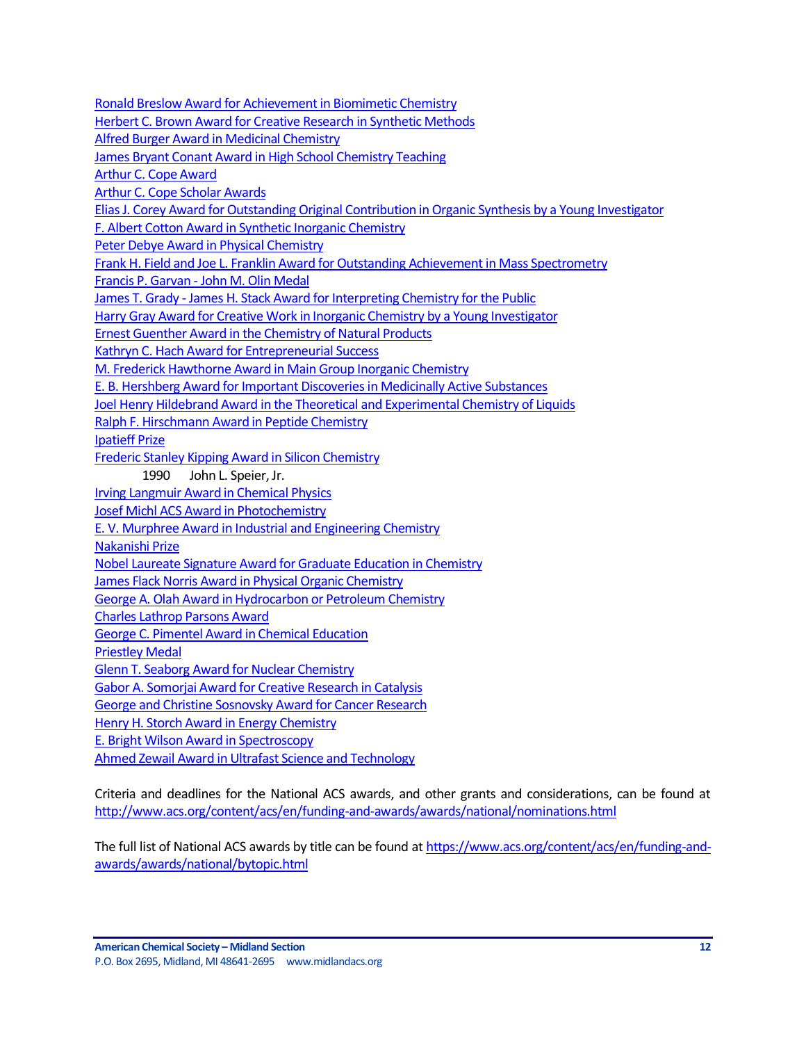Ronald Breslow Award for Achievement in Biomimetic Chemistry
Herbert C. Brown Award for Creative Research in Synthetic Methods
Alfred Burger Award in Medicinal Chemistry
James Bryant Conant Award in High School Chemistry Teaching
Arthur C. Cope Award
Arthur C. Cope Scholar Awards
Elias J. Corey Award for Outstanding Original Contribution in Organic Synthesis by a Young Investigator
F. Albert Cotton Award in Synthetic Inorganic Chemistry
Peter Debye Award in Physical Chemistry
Frank H. Field and Joe L. Franklin Award for Outstanding Achievement in Mass Spectrometry
Francis P. Garvan - John M. Olin Medal
James T. Grady - James H. Stack Award for Interpreting Chemistry for the Public
Harry Gray Award for Creative Work in Inorganic Chemistry by a Young Investigator
Ernest Guenther Award in the Chemistry of Natural Products
Kathryn C. Hach Award for Entrepreneurial Success
M. Frederick Hawthorne Award in Main Group Inorganic Chemistry
E. B. Hershberg Award for Important Discoveries in Medicinally Active Substances
Joel Henry Hildebrand Award in the Theoretical and Experimental Chemistry of Liquids
Ralph F. Hirschmann Award in Peptide Chemistry
Ipatieff Prize
Frederic Stanley Kipping Award in Silicon Chemistry
    1990 John L. Speier, Jr.
Irving Langmuir Award in Chemical Physics
Josef Michl ACS Award in Photochemistry
E. V. Murphree Award in Industrial and Engineering Chemistry
Nakanishi Prize
Nobel Laureate Signature Award for Graduate Education in Chemistry
James Flack Norris Award in Physical Organic Chemistry
George A. Olah Award in Hydrocarbon or Petroleum Chemistry
Charles Lathrop Parsons Award
George C. Pimentel Award in Chemical Education
Priestley Medal
Glenn T. Seaborg Award for Nuclear Chemistry
Gabor A. Somorjai Award for Creative Research in Catalysis
George and Christine Sosnovsky Award for Cancer Research
Henry H. Storch Award in Energy Chemistry
E. Bright Wilson Award in Spectroscopy
Ahmed Zewail Award in Ultrafast Science and Technology

Criteria and deadlines for the National ACS awards, and other grants and considerations, can be found at http://www.acs.org/content/acs/en/funding-and-awards/awards/national/nominations.html

The full list of National ACS awards by title can be found at https://www.acs.org/content/acs/en/funding-and-awards/awards/national/bytopic.html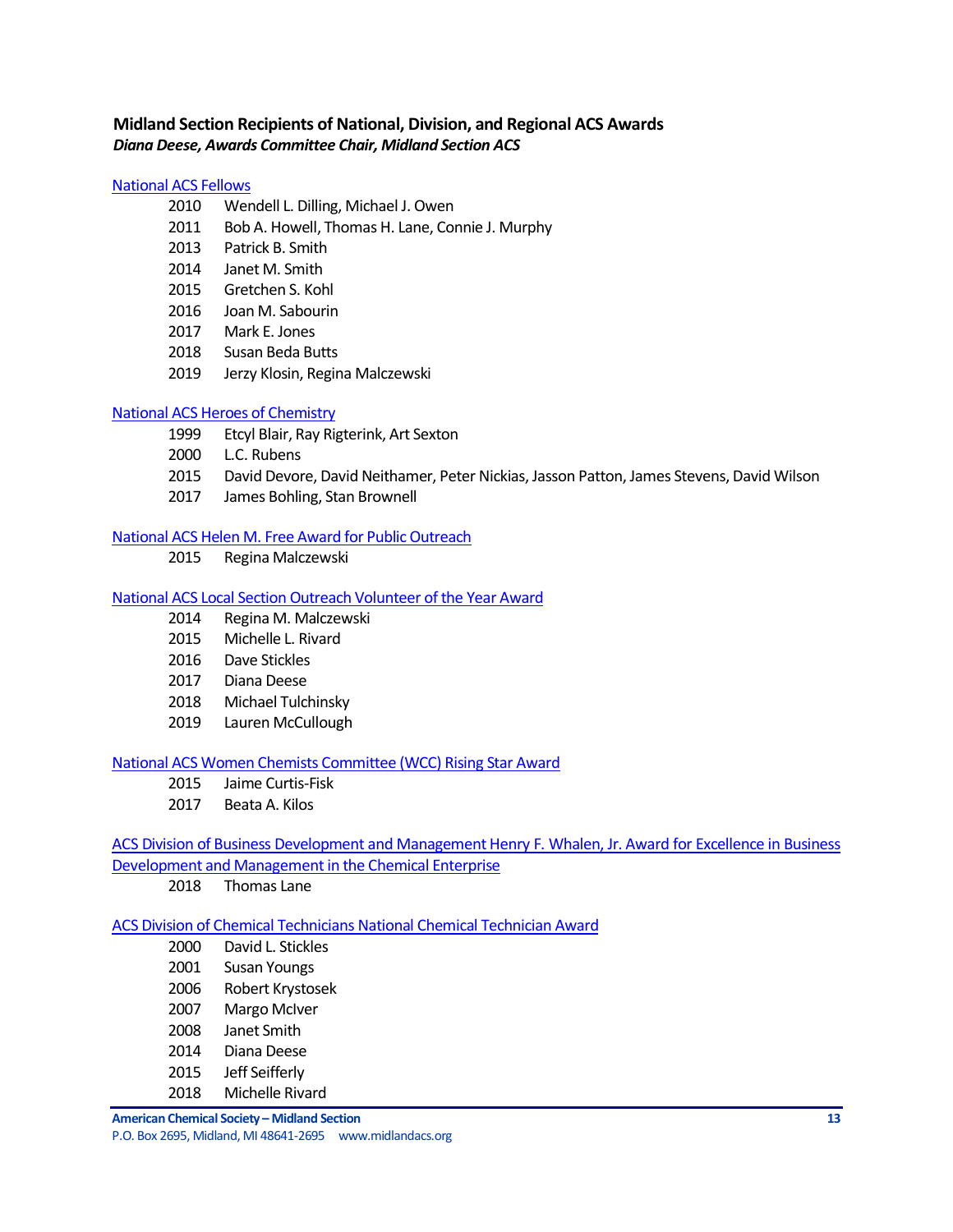## Midland Section Recipients of National, Division, and Regional ACS Awards

***Diana Deese, Awards Committee Chair, Midland Section ACS***

### National ACS Fellows

- 2010 Wendell L. Dilling, Michael J. Owen
- 2011 Bob A. Howell, Thomas H. Lane, Connie J. Murphy
- 2013 Patrick B. Smith
- 2014 Janet M. Smith
- 2015 Gretchen S. Kohl
- 2016 Joan M. Sabourin
- 2017 Mark E. Jones
- 2018 Susan Beda Butts
- 2019 Jerzy Klosin, Regina Malczewski

### National ACS Heroes of Chemistry

- 1999 Etcyl Blair, Ray Rigterink, Art Sexton
- 2000 L.C. Rubens
- 2015 David Devore, David Neithamer, Peter Nickias, Jasson Patton, James Stevens, David Wilson
- 2017 James Bohling, Stan Brownell

### National ACS Helen M. Free Award for Public Outreach

- 2015 Regina Malczewski

### National ACS Local Section Outreach Volunteer of the Year Award

- 2014 Regina M. Malczewski
- 2015 Michelle L. Rivard
- 2016 Dave Stickles
- 2017 Diana Deese
- 2018 Michael Tulchinsky
- 2019 Lauren McCullough

### National ACS Women Chemists Committee (WCC) Rising Star Award

- 2015 Jaime Curtis-Fisk
- 2017 Beata A. Kilos

### ACS Division of Business Development and Management Henry F. Whalen, Jr. Award for Excellence in Business Development and Management in the Chemical Enterprise

- 2018 Thomas Lane

### ACS Division of Chemical Technicians National Chemical Technician Award

- 2000 David L. Stickles
- 2001 Susan Youngs
- 2006 Robert Krystosek
- 2007 Margo McIver
- 2008 Janet Smith
- 2014 Diana Deese
- 2015 Jeff Seifferly
- 2018 Michelle Rivard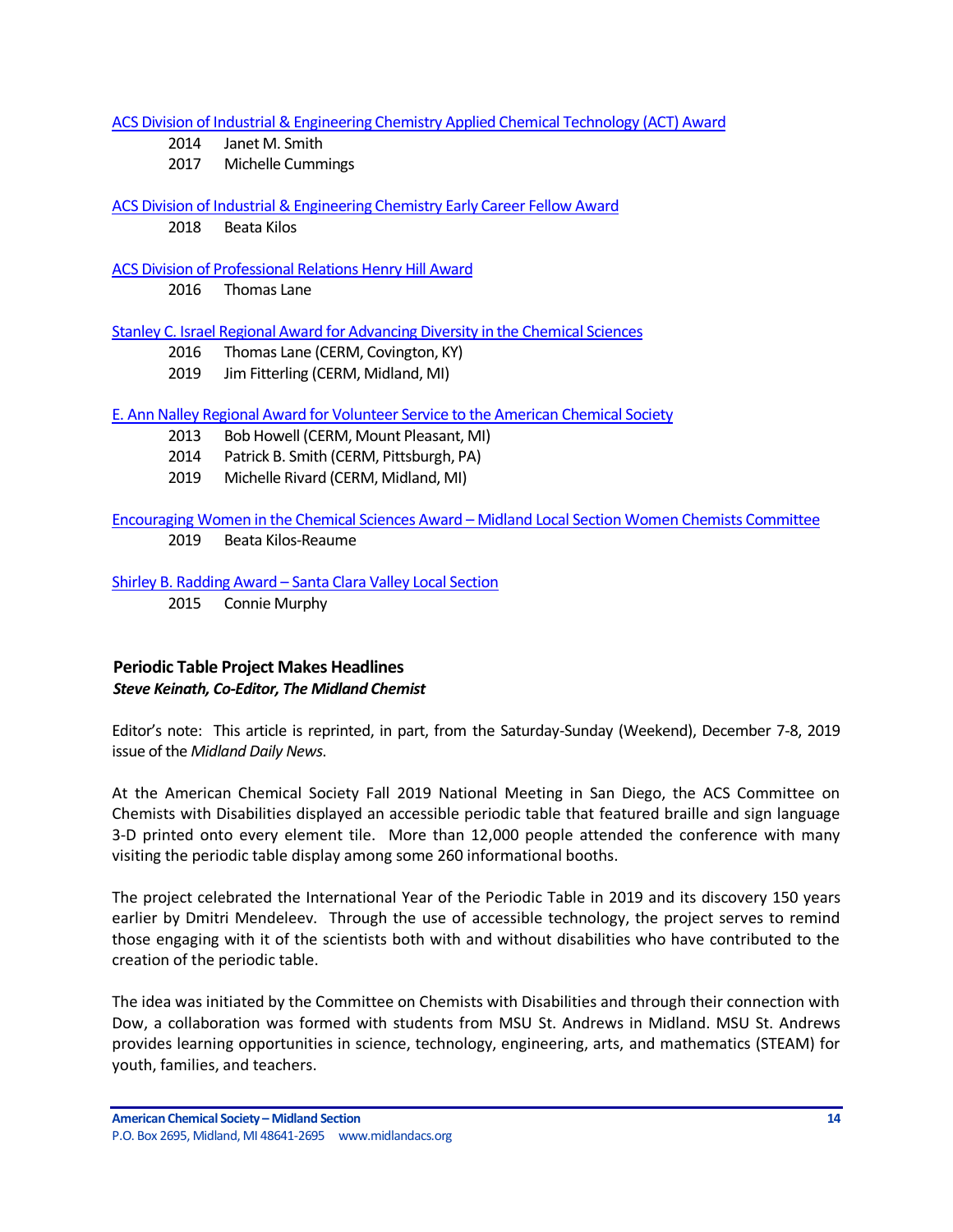ACS Division of Industrial & Engineering Chemistry Applied Chemical Technology (ACT) Award

- 2014 Janet M. Smith
- 2017 Michelle Cummings

ACS Division of Industrial & Engineering Chemistry Early Career Fellow Award

- 2018 Beata Kilos

ACS Division of Professional Relations Henry Hill Award

- 2016 Thomas Lane

Stanley C. Israel Regional Award for Advancing Diversity in the Chemical Sciences

- 2016 Thomas Lane (CERM, Covington, KY)
- 2019 Jim Fitterling (CERM, Midland, MI)

E. Ann Nalley Regional Award for Volunteer Service to the American Chemical Society

- 2013 Bob Howell (CERM, Mount Pleasant, MI)
- 2014 Patrick B. Smith (CERM, Pittsburgh, PA)
- 2019 Michelle Rivard (CERM, Midland, MI)

Encouraging Women in the Chemical Sciences Award – Midland Local Section Women Chemists Committee

- 2019 Beata Kilos-Reaume

Shirley B. Radding Award – Santa Clara Valley Local Section

- 2015 Connie Murphy

## Periodic Table Project Makes Headlines

***Steve Keinath, Co-Editor, The Midland Chemist***

Editor's note: This article is reprinted, in part, from the Saturday-Sunday (Weekend), December 7-8, 2019 issue of the *Midland Daily News.*

At the American Chemical Society Fall 2019 National Meeting in San Diego, the ACS Committee on Chemists with Disabilities displayed an accessible periodic table that featured braille and sign language 3-D printed onto every element tile. More than 12,000 people attended the conference with many visiting the periodic table display among some 260 informational booths.

The project celebrated the International Year of the Periodic Table in 2019 and its discovery 150 years earlier by Dmitri Mendeleev. Through the use of accessible technology, the project serves to remind those engaging with it of the scientists both with and without disabilities who have contributed to the creation of the periodic table.

The idea was initiated by the Committee on Chemists with Disabilities and through their connection with Dow, a collaboration was formed with students from MSU St. Andrews in Midland. MSU St. Andrews provides learning opportunities in science, technology, engineering, arts, and mathematics (STEAM) for youth, families, and teachers.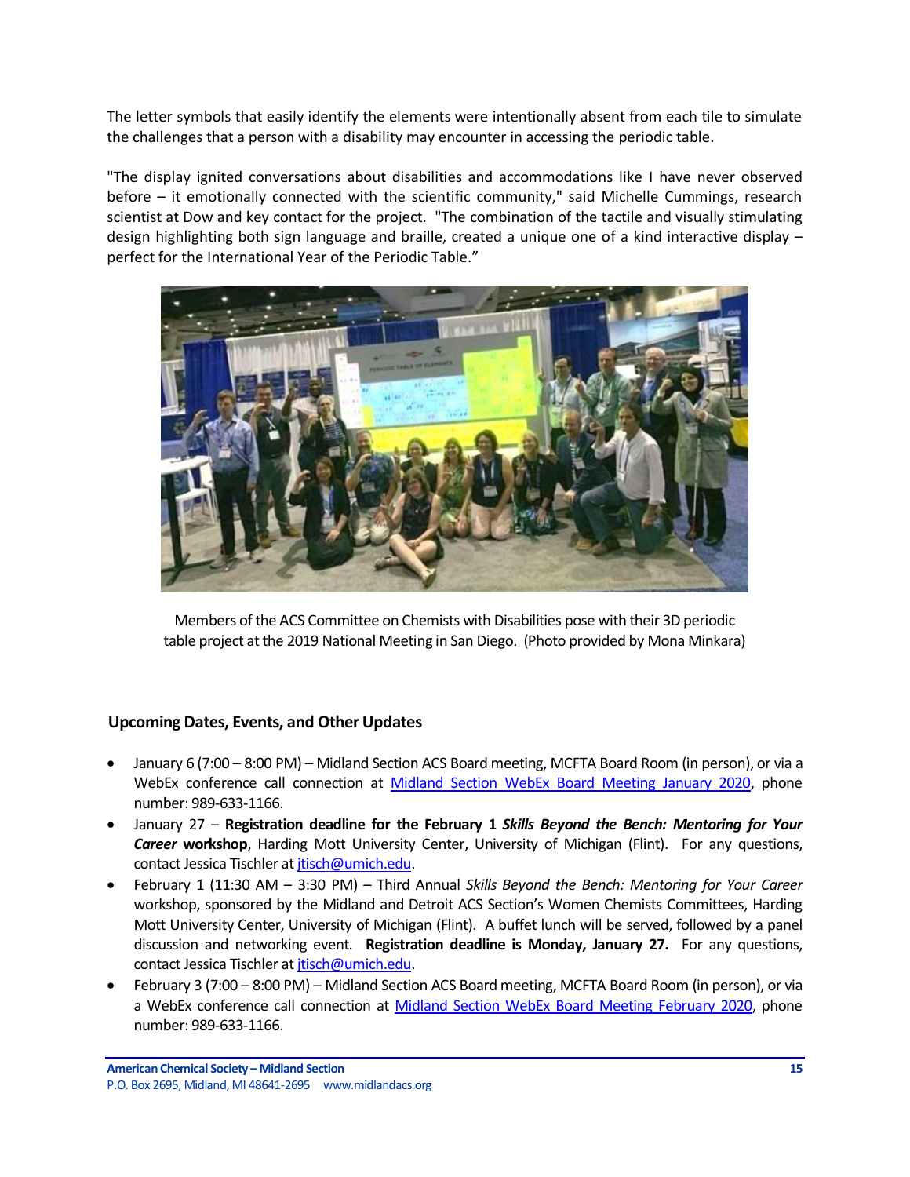The letter symbols that easily identify the elements were intentionally absent from each tile to simulate the challenges that a person with a disability may encounter in accessing the periodic table.

"The display ignited conversations about disabilities and accommodations like I have never observed before – it emotionally connected with the scientific community," said Michelle Cummings, research scientist at Dow and key contact for the project. "The combination of the tactile and visually stimulating design highlighting both sign language and braille, created a unique one of a kind interactive display – perfect for the International Year of the Periodic Table."

Members of the ACS Committee on Chemists with Disabilities pose with their 3D periodic table project at the 2019 National Meeting in San Diego. (Photo provided by Mona Minkara)

### Upcoming Dates, Events, and Other Updates

- January 6 (7:00 – 8:00 PM) – Midland Section ACS Board meeting, MCFTA Board Room (in person), or via a WebEx conference call connection at Midland Section WebEx Board Meeting January 2020, phone number: 989-633-1166.
- January 27 – **Registration deadline for the February 1 *Skills Beyond the Bench: Mentoring for Your Career* workshop**, Harding Mott University Center, University of Michigan (Flint). For any questions, contact Jessica Tischler at jtisch@umich.edu.
- February 1 (11:30 AM – 3:30 PM) – Third Annual *Skills Beyond the Bench: Mentoring for Your Career* workshop, sponsored by the Midland and Detroit ACS Section's Women Chemists Committees, Harding Mott University Center, University of Michigan (Flint). A buffet lunch will be served, followed by a panel discussion and networking event. **Registration deadline is Monday, January 27.** For any questions, contact Jessica Tischler at jtisch@umich.edu.
- February 3 (7:00 – 8:00 PM) – Midland Section ACS Board meeting, MCFTA Board Room (in person), or via a WebEx conference call connection at Midland Section WebEx Board Meeting February 2020, phone number: 989-633-1166.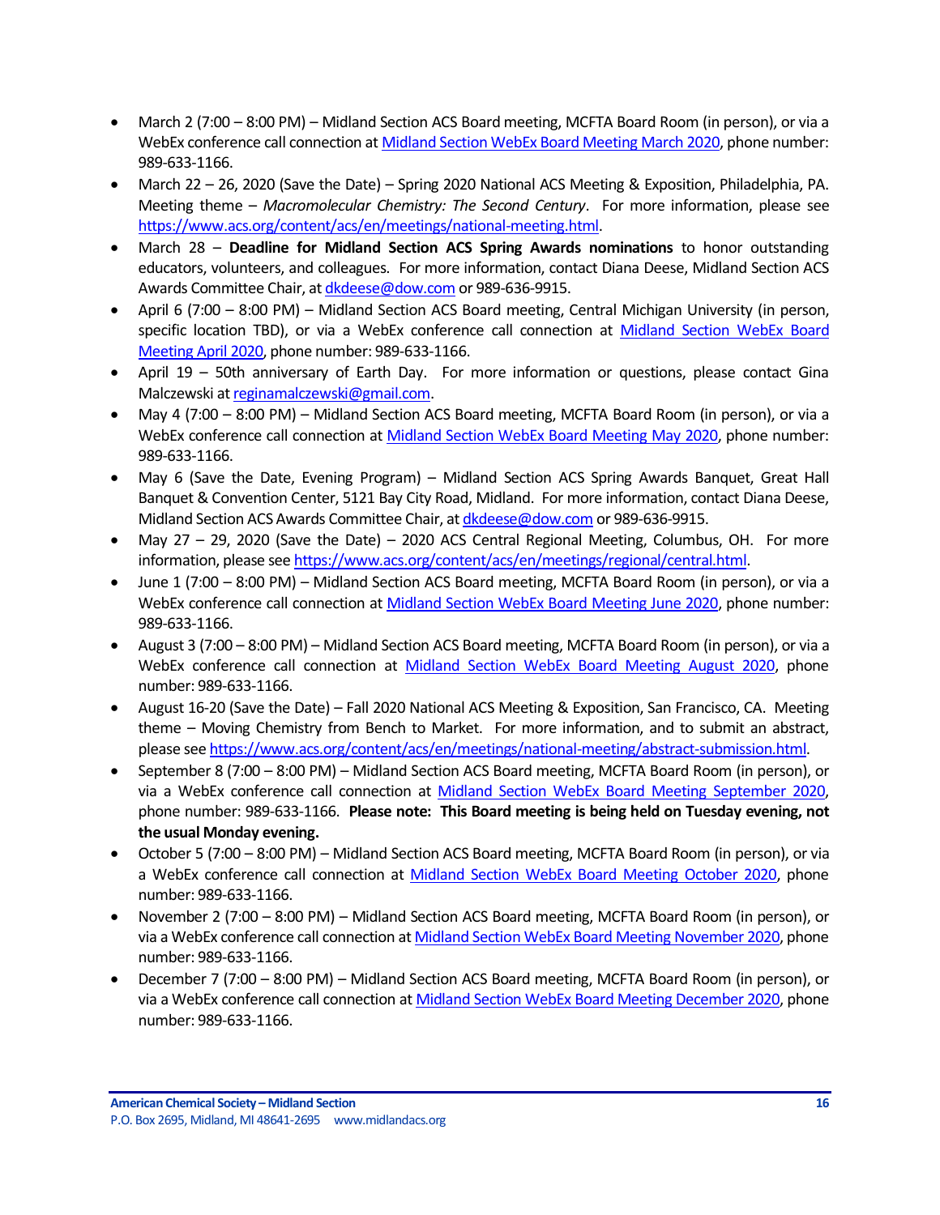- March 2 (7:00 – 8:00 PM) – Midland Section ACS Board meeting, MCFTA Board Room (in person), or via a WebEx conference call connection at Midland Section WebEx Board Meeting March 2020, phone number: 989-633-1166.
- March 22 – 26, 2020 (Save the Date) – Spring 2020 National ACS Meeting & Exposition, Philadelphia, PA. Meeting theme – *Macromolecular Chemistry: The Second Century*. For more information, please see https://www.acs.org/content/acs/en/meetings/national-meeting.html.
- March 28 – **Deadline for Midland Section ACS Spring Awards nominations** to honor outstanding educators, volunteers, and colleagues. For more information, contact Diana Deese, Midland Section ACS Awards Committee Chair, at dkdeese@dow.com or 989-636-9915.
- April 6 (7:00 – 8:00 PM) – Midland Section ACS Board meeting, Central Michigan University (in person, specific location TBD), or via a WebEx conference call connection at Midland Section WebEx Board Meeting April 2020, phone number: 989-633-1166.
- April 19 – 50th anniversary of Earth Day. For more information or questions, please contact Gina Malczewski at reginamalczewski@gmail.com.
- May 4 (7:00 – 8:00 PM) – Midland Section ACS Board meeting, MCFTA Board Room (in person), or via a WebEx conference call connection at Midland Section WebEx Board Meeting May 2020, phone number: 989-633-1166.
- May 6 (Save the Date, Evening Program) – Midland Section ACS Spring Awards Banquet, Great Hall Banquet & Convention Center, 5121 Bay City Road, Midland. For more information, contact Diana Deese, Midland Section ACS Awards Committee Chair, at dkdeese@dow.com or 989-636-9915.
- May 27 – 29, 2020 (Save the Date) – 2020 ACS Central Regional Meeting, Columbus, OH. For more information, please see https://www.acs.org/content/acs/en/meetings/regional/central.html.
- June 1 (7:00 – 8:00 PM) – Midland Section ACS Board meeting, MCFTA Board Room (in person), or via a WebEx conference call connection at Midland Section WebEx Board Meeting June 2020, phone number: 989-633-1166.
- August 3 (7:00 – 8:00 PM) – Midland Section ACS Board meeting, MCFTA Board Room (in person), or via a WebEx conference call connection at Midland Section WebEx Board Meeting August 2020, phone number: 989-633-1166.
- August 16-20 (Save the Date) – Fall 2020 National ACS Meeting & Exposition, San Francisco, CA. Meeting theme – Moving Chemistry from Bench to Market. For more information, and to submit an abstract, please see https://www.acs.org/content/acs/en/meetings/national-meeting/abstract-submission.html.
- September 8 (7:00 – 8:00 PM) – Midland Section ACS Board meeting, MCFTA Board Room (in person), or via a WebEx conference call connection at Midland Section WebEx Board Meeting September 2020, phone number: 989-633-1166. **Please note: This Board meeting is being held on Tuesday evening, not the usual Monday evening.**
- October 5 (7:00 – 8:00 PM) – Midland Section ACS Board meeting, MCFTA Board Room (in person), or via a WebEx conference call connection at Midland Section WebEx Board Meeting October 2020, phone number: 989-633-1166.
- November 2 (7:00 – 8:00 PM) – Midland Section ACS Board meeting, MCFTA Board Room (in person), or via a WebEx conference call connection at Midland Section WebEx Board Meeting November 2020, phone number: 989-633-1166.
- December 7 (7:00 – 8:00 PM) – Midland Section ACS Board meeting, MCFTA Board Room (in person), or via a WebEx conference call connection at Midland Section WebEx Board Meeting December 2020, phone number: 989-633-1166.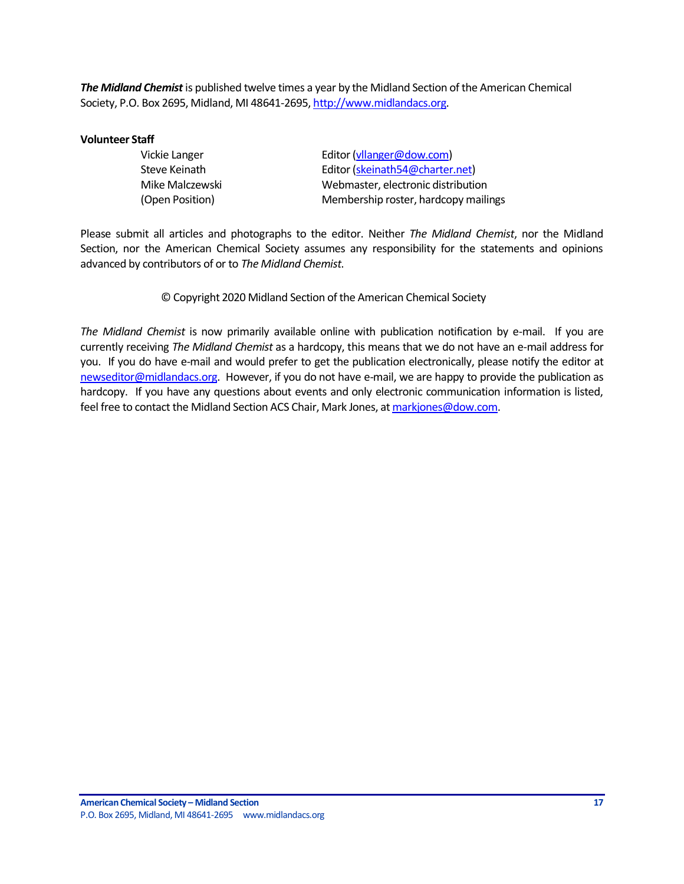***The Midland Chemist*** is published twelve times a year by the Midland Section of the American Chemical Society, P.O. Box 2695, Midland, MI 48641-2695, http://www.midlandacs.org.

**Volunteer Staff**

| | |
|---|---|
| Vickie Langer | Editor (vllanger@dow.com) |
| Steve Keinath | Editor (skeinath54@charter.net) |
| Mike Malczewski | Webmaster, electronic distribution |
| (Open Position) | Membership roster, hardcopy mailings |

Please submit all articles and photographs to the editor. Neither *The Midland Chemist*, nor the Midland Section, nor the American Chemical Society assumes any responsibility for the statements and opinions advanced by contributors of or to *The Midland Chemist*.

© Copyright 2020 Midland Section of the American Chemical Society

*The Midland Chemist* is now primarily available online with publication notification by e-mail. If you are currently receiving *The Midland Chemist* as a hardcopy, this means that we do not have an e-mail address for you. If you do have e-mail and would prefer to get the publication electronically, please notify the editor at newseditor@midlandacs.org. However, if you do not have e-mail, we are happy to provide the publication as hardcopy. If you have any questions about events and only electronic communication information is listed, feel free to contact the Midland Section ACS Chair, Mark Jones, at markjones@dow.com.